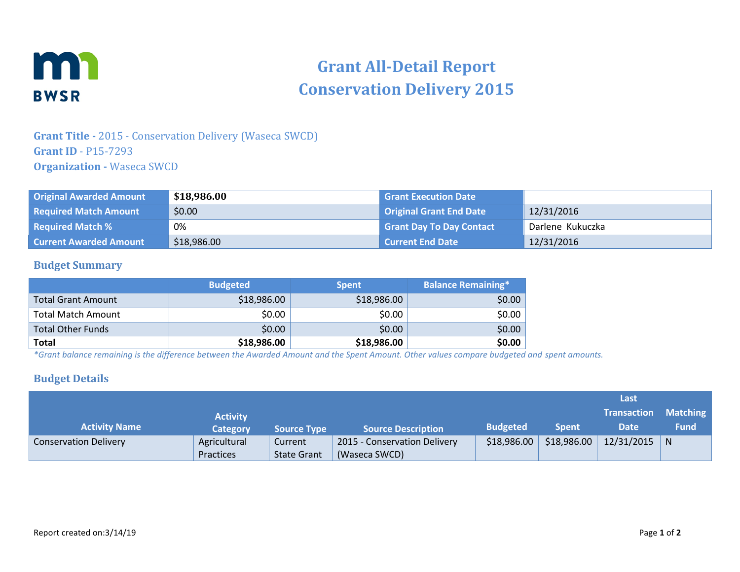# Grant All-Detail Report
# Conservation Delivery 2015

**Grant Title -** 2015 - Conservation Delivery (Waseca SWCD)
**Grant ID** - P15-7293
**Organization -** Waseca SWCD

| Original Awarded Amount | $18,986.00 | Grant Execution Date | |
|---|---|---|---|
| Required Match Amount | $0.00 | Original Grant End Date | 12/31/2016 |
| Required Match % | 0% | Grant Day To Day Contact | Darlene Kukuczka |
| Current Awarded Amount | $18,986.00 | Current End Date | 12/31/2016 |

## Budget Summary

| | Budgeted | Spent | Balance Remaining* |
|---|---|---|---|
| Total Grant Amount | $18,986.00 | $18,986.00 | $0.00 |
| Total Match Amount | $0.00 | $0.00 | $0.00 |
| Total Other Funds | $0.00 | $0.00 | $0.00 |
| **Total** | **$18,986.00** | **$18,986.00** | **$0.00** |

*\*Grant balance remaining is the difference between the Awarded Amount and the Spent Amount. Other values compare budgeted and spent amounts.*

## Budget Details

| Activity Name | Activity Category | Source Type | Source Description | Budgeted | Spent | Last Transaction Date | Matching Fund |
|---|---|---|---|---|---|---|---|
| Conservation Delivery | Agricultural Practices | Current State Grant | 2015 - Conservation Delivery (Waseca SWCD) | $18,986.00 | $18,986.00 | 12/31/2015 | N |

Report created on:3/14/19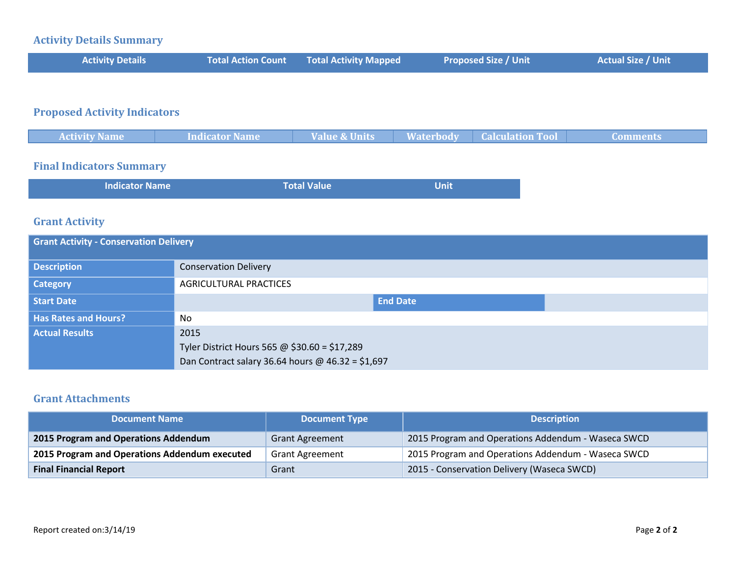## Activity Details Summary

| Activity Details | Total Action Count | Total Activity Mapped | Proposed Size / Unit | Actual Size / Unit |
|---|---|---|---|---|

## Proposed Activity Indicators

| Activity Name | Indicator Name | Value & Units | Waterbody | Calculation Tool | Comments |
|---|---|---|---|---|---|

## Final Indicators Summary

| Indicator Name | Total Value | Unit |
|---|---|---|

## Grant Activity

| Grant Activity - Conservation Delivery | | | |
|---|---|---|---|
| **Description** | Conservation Delivery | | |
| **Category** | AGRICULTURAL PRACTICES | | |
| **Start Date** | | **End Date** | |
| **Has Rates and Hours?** | No | | |
| **Actual Results** | 2015<br>Tyler District Hours 565 @ $30.60 = $17,289<br>Dan Contract salary 36.64 hours @ 46.32 = $1,697 | | |

## Grant Attachments

| Document Name | Document Type | Description |
|---|---|---|
| **2015 Program and Operations Addendum** | Grant Agreement | 2015 Program and Operations Addendum - Waseca SWCD |
| **2015 Program and Operations Addendum executed** | Grant Agreement | 2015 Program and Operations Addendum - Waseca SWCD |
| **Final Financial Report** | Grant | 2015 - Conservation Delivery (Waseca SWCD) |

Report created on:3/14/19